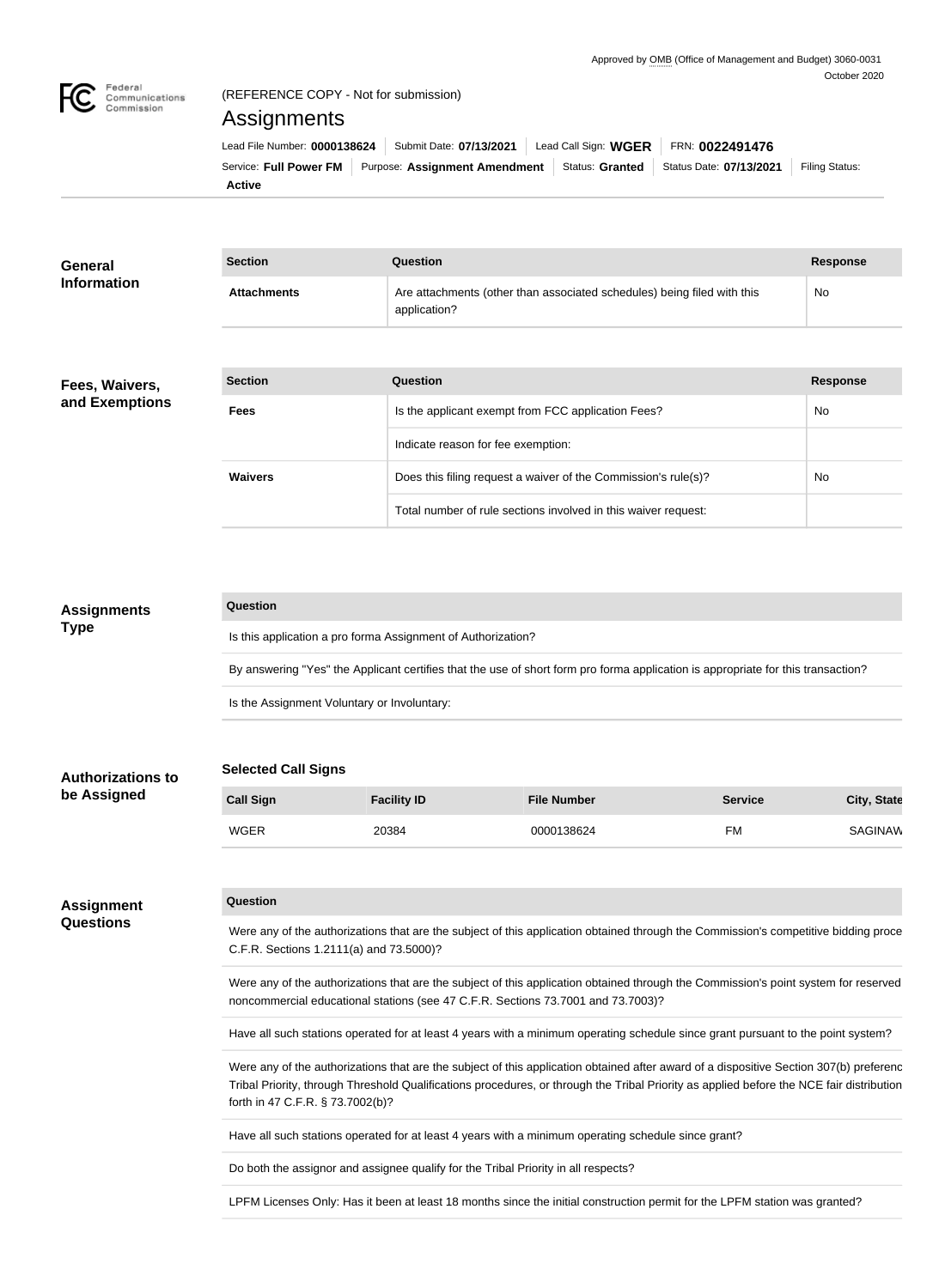Approved by OMB (Office of Management and Budget) 3060-0031
October 2020

(REFERENCE COPY - Not for submission)

# Assignments

Lead File Number: **0000138624** | Submit Date: **07/13/2021** | Lead Call Sign: **WGER** | FRN: **0022491476**
Service: **Full Power FM** | Purpose: **Assignment Amendment** | Status: **Granted** | Status Date: **07/13/2021** | Filing Status: **Active**

## General Information

| Section | Question | Response |
|---|---|---|
| **Attachments** | Are attachments (other than associated schedules) being filed with this application? | No |

## Fees, Waivers, and Exemptions

| Section | Question | Response |
|---|---|---|
| **Fees** | Is the applicant exempt from FCC application Fees? | No |
| | Indicate reason for fee exemption: | |
| **Waivers** | Does this filing request a waiver of the Commission's rule(s)? | No |
| | Total number of rule sections involved in this waiver request: | |

## Assignments Type

| Question |
|---|
| Is this application a pro forma Assignment of Authorization? |
| By answering "Yes" the Applicant certifies that the use of short form pro forma application is appropriate for this transaction? |
| Is the Assignment Voluntary or Involuntary: |

## Authorizations to be Assigned

### Selected Call Signs

| Call Sign | Facility ID | File Number | Service | City, State |
|---|---|---|---|---|
| WGER | 20384 | 0000138624 | FM | SAGINAW |

## Assignment Questions

| Question |
|---|
| Were any of the authorizations that are the subject of this application obtained through the Commission's competitive bidding proce C.F.R. Sections 1.2111(a) and 73.5000)? |
| Were any of the authorizations that are the subject of this application obtained through the Commission's point system for reserved noncommercial educational stations (see 47 C.F.R. Sections 73.7001 and 73.7003)? |
| Have all such stations operated for at least 4 years with a minimum operating schedule since grant pursuant to the point system? |
| Were any of the authorizations that are the subject of this application obtained after award of a dispositive Section 307(b) preferenc Tribal Priority, through Threshold Qualifications procedures, or through the Tribal Priority as applied before the NCE fair distribution forth in 47 C.F.R. § 73.7002(b)? |
| Have all such stations operated for at least 4 years with a minimum operating schedule since grant? |
| Do both the assignor and assignee qualify for the Tribal Priority in all respects? |
| LPFM Licenses Only: Has it been at least 18 months since the initial construction permit for the LPFM station was granted? |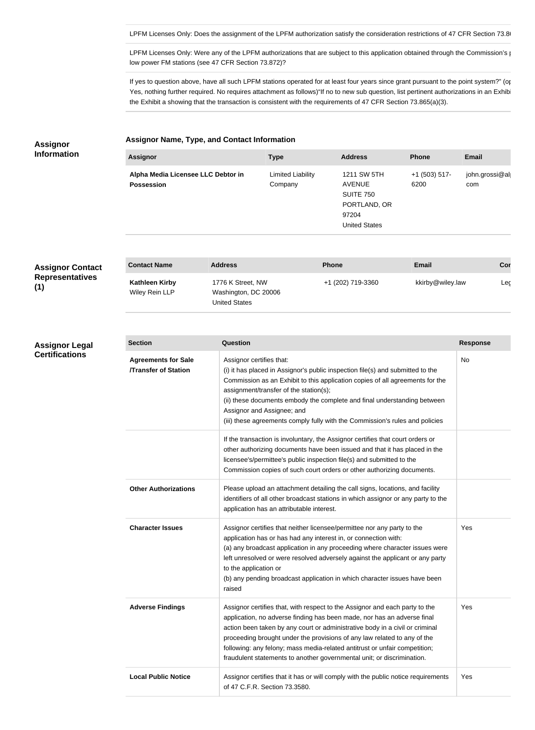LPFM Licenses Only: Does the assignment of the LPFM authorization satisfy the consideration restrictions of 47 CFR Section 73.8

LPFM Licenses Only: Were any of the LPFM authorizations that are subject to this application obtained through the Commission's p low power FM stations (see 47 CFR Section 73.872)?

If yes to question above, have all such LPFM stations operated for at least four years since grant pursuant to the point system?" (op Yes, nothing further required. No requires attachment as follows)"If no to new sub question, list pertinent authorizations in an Exhibi the Exhibit a showing that the transaction is consistent with the requirements of 47 CFR Section 73.865(a)(3).

## Assignor Information

### Assignor Name, Type, and Contact Information

| Assignor | Type | Address | Phone | Email |
| --- | --- | --- | --- | --- |
| **Alpha Media Licensee LLC Debtor in Possession** | Limited Liability Company | 1211 SW 5TH AVENUE SUITE 750 PORTLAND, OR 97204 United States | +1 (503) 517-6200 | john.grossi@al com |

## Assignor Contact Representatives (1)

| Contact Name | Address | Phone | Email | Cor |
| --- | --- | --- | --- | --- |
| **Kathleen Kirby** Wiley Rein LLP | 1776 K Street, NW Washington, DC 20006 United States | +1 (202) 719-3360 | kkirby@wiley.law | Leg |

## Assignor Legal Certifications

| Section | Question | Response |
| --- | --- | --- |
| **Agreements for Sale /Transfer of Station** | Assignor certifies that: (i) it has placed in Assignor's public inspection file(s) and submitted to the Commission as an Exhibit to this application copies of all agreements for the assignment/transfer of the station(s); (ii) these documents embody the complete and final understanding between Assignor and Assignee; and (iii) these agreements comply fully with the Commission's rules and policies | No |
| | If the transaction is involuntary, the Assignor certifies that court orders or other authorizing documents have been issued and that it has placed in the licensee's/permittee's public inspection file(s) and submitted to the Commission copies of such court orders or other authorizing documents. | |
| **Other Authorizations** | Please upload an attachment detailing the call signs, locations, and facility identifiers of all other broadcast stations in which assignor or any party to the application has an attributable interest. | |
| **Character Issues** | Assignor certifies that neither licensee/permittee nor any party to the application has or has had any interest in, or connection with: (a) any broadcast application in any proceeding where character issues were left unresolved or were resolved adversely against the applicant or any party to the application or (b) any pending broadcast application in which character issues have been raised | Yes |
| **Adverse Findings** | Assignor certifies that, with respect to the Assignor and each party to the application, no adverse finding has been made, nor has an adverse final action been taken by any court or administrative body in a civil or criminal proceeding brought under the provisions of any law related to any of the following: any felony; mass media-related antitrust or unfair competition; fraudulent statements to another governmental unit; or discrimination. | Yes |
| **Local Public Notice** | Assignor certifies that it has or will comply with the public notice requirements of 47 C.F.R. Section 73.3580. | Yes |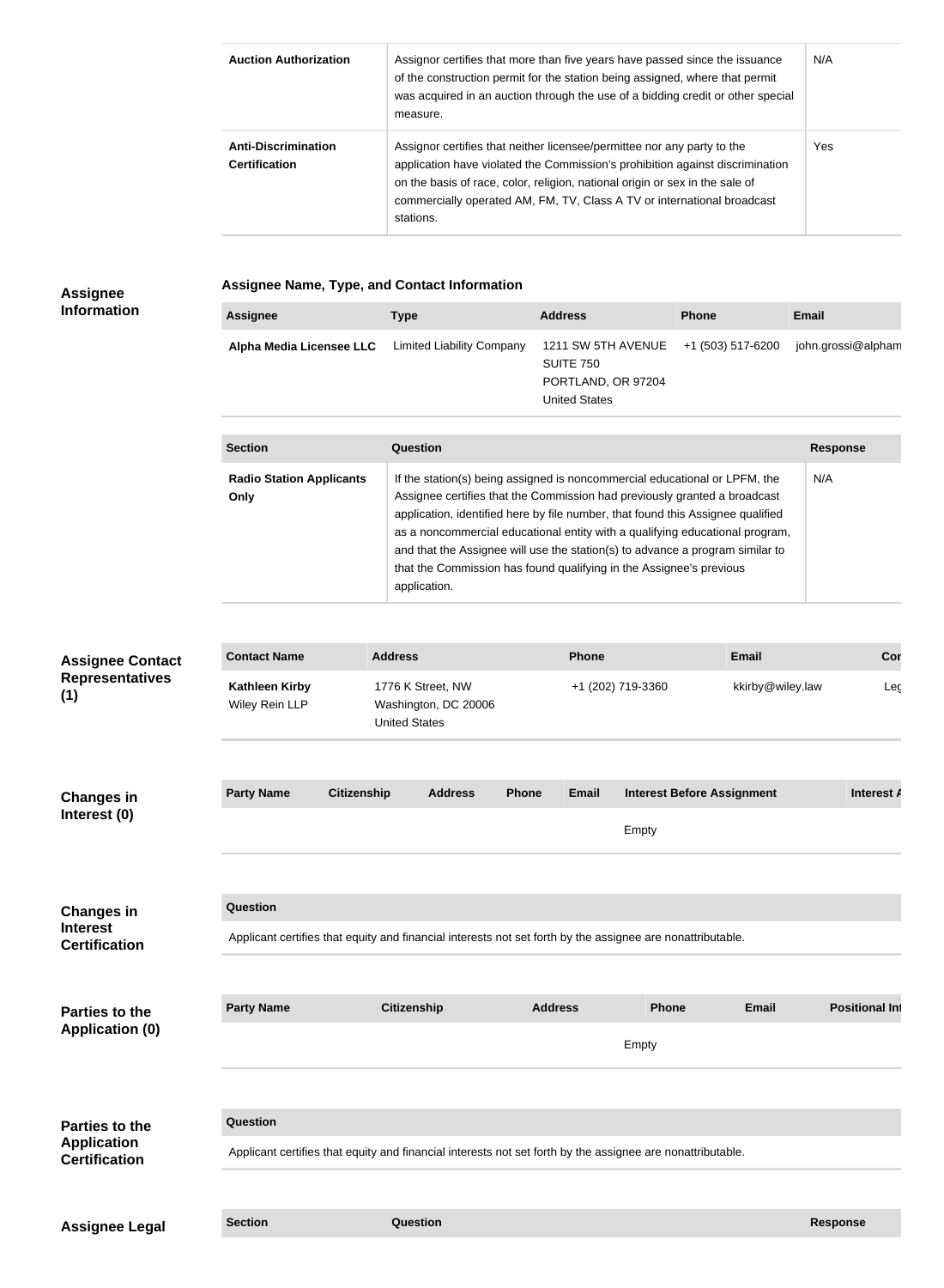| | | |
|---|---|---|
| **Auction Authorization** | Assignor certifies that more than five years have passed since the issuance of the construction permit for the station being assigned, where that permit was acquired in an auction through the use of a bidding credit or other special measure. | N/A |
| **Anti-Discrimination Certification** | Assignor certifies that neither licensee/permittee nor any party to the application have violated the Commission's prohibition against discrimination on the basis of race, color, religion, national origin or sex in the sale of commercially operated AM, FM, TV, Class A TV or international broadcast stations. | Yes |

## Assignee Information

### Assignee Name, Type, and Contact Information

| Assignee | Type | Address | Phone | Email |
|---|---|---|---|---|
| **Alpha Media Licensee LLC** | Limited Liability Company | 1211 SW 5TH AVENUE SUITE 750 PORTLAND, OR 97204 United States | +1 (503) 517-6200 | john.grossi@alpham |

| Section | Question | Response |
|---|---|---|
| **Radio Station Applicants Only** | If the station(s) being assigned is noncommercial educational or LPFM, the Assignee certifies that the Commission had previously granted a broadcast application, identified here by file number, that found this Assignee qualified as a noncommercial educational entity with a qualifying educational program, and that the Assignee will use the station(s) to advance a program similar to that the Commission has found qualifying in the Assignee's previous application. | N/A |

## Assignee Contact Representatives (1)

| Contact Name | Address | Phone | Email | Cor |
|---|---|---|---|---|
| **Kathleen Kirby** Wiley Rein LLP | 1776 K Street, NW Washington, DC 20006 United States | +1 (202) 719-3360 | kkirby@wiley.law | Leg |

## Changes in Interest (0)

| Party Name | Citizenship | Address | Phone | Email | Interest Before Assignment | Interest A |
|---|---|---|---|---|---|---|
| | | | | | Empty | |

## Changes in Interest Certification

| Question |
|---|
| Applicant certifies that equity and financial interests not set forth by the assignee are nonattributable. |

## Parties to the Application (0)

| Party Name | Citizenship | Address | Phone | Email | Positional Int |
|---|---|---|---|---|---|
| | | | Empty | | |

## Parties to the Application Certification

| Question |
|---|
| Applicant certifies that equity and financial interests not set forth by the assignee are nonattributable. |

## Assignee Legal

| Section | Question | Response |
|---|---|---|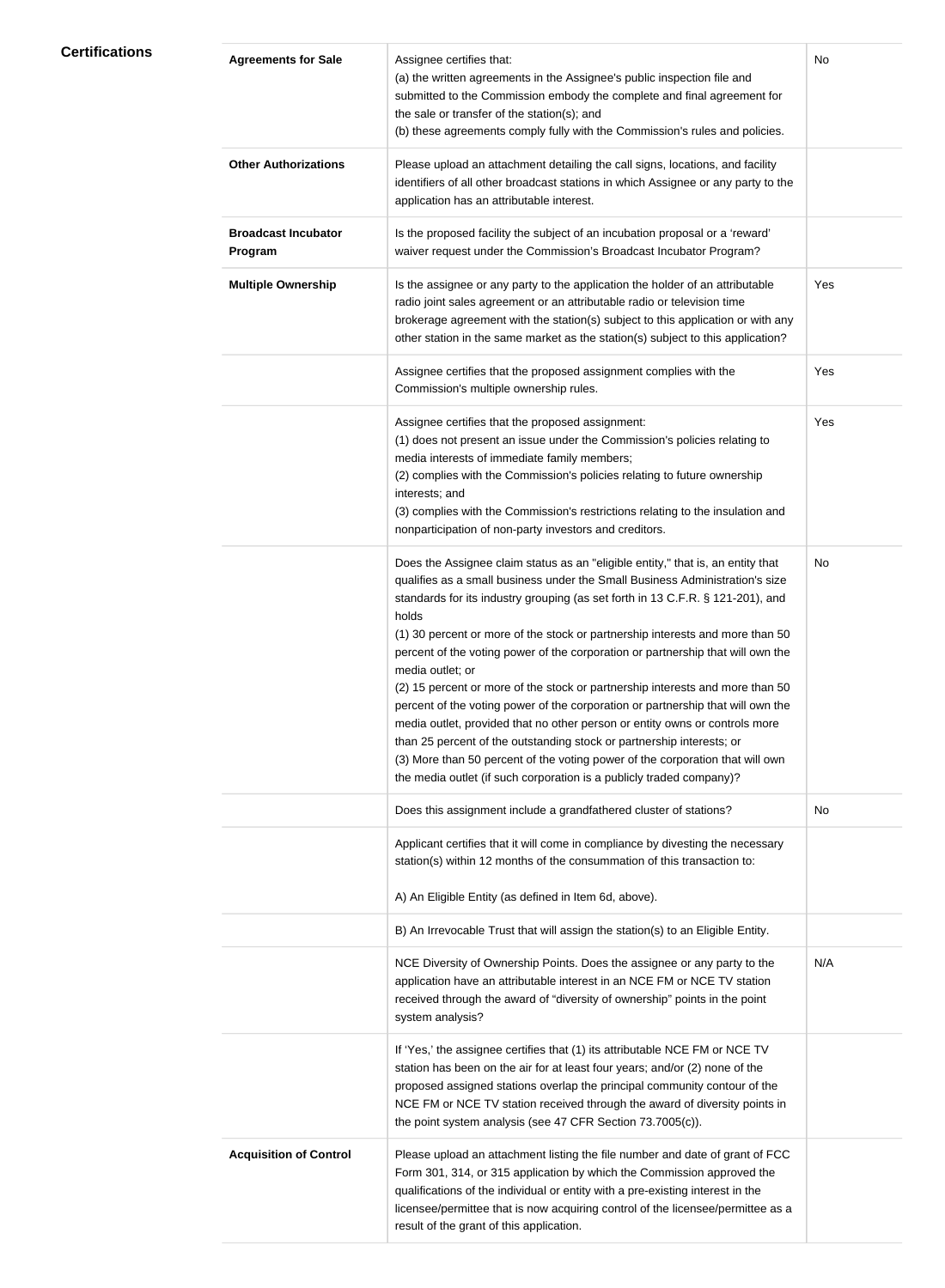| Certifications | | | |
|---|---|---|---|
| | **Agreements for Sale** | Assignee certifies that:<br>(a) the written agreements in the Assignee's public inspection file and submitted to the Commission embody the complete and final agreement for the sale or transfer of the station(s); and<br>(b) these agreements comply fully with the Commission's rules and policies. | No |
| | **Other Authorizations** | Please upload an attachment detailing the call signs, locations, and facility identifiers of all other broadcast stations in which Assignee or any party to the application has an attributable interest. | |
| | **Broadcast Incubator Program** | Is the proposed facility the subject of an incubation proposal or a 'reward' waiver request under the Commission's Broadcast Incubator Program? | |
| | **Multiple Ownership** | Is the assignee or any party to the application the holder of an attributable radio joint sales agreement or an attributable radio or television time brokerage agreement with the station(s) subject to this application or with any other station in the same market as the station(s) subject to this application? | Yes |
| | | Assignee certifies that the proposed assignment complies with the Commission's multiple ownership rules. | Yes |
| | | Assignee certifies that the proposed assignment:<br>(1) does not present an issue under the Commission's policies relating to media interests of immediate family members;<br>(2) complies with the Commission's policies relating to future ownership interests; and<br>(3) complies with the Commission's restrictions relating to the insulation and nonparticipation of non-party investors and creditors. | Yes |
| | | Does the Assignee claim status as an "eligible entity," that is, an entity that qualifies as a small business under the Small Business Administration's size standards for its industry grouping (as set forth in 13 C.F.R. § 121-201), and holds<br>(1) 30 percent or more of the stock or partnership interests and more than 50 percent of the voting power of the corporation or partnership that will own the media outlet; or<br>(2) 15 percent or more of the stock or partnership interests and more than 50 percent of the voting power of the corporation or partnership that will own the media outlet, provided that no other person or entity owns or controls more than 25 percent of the outstanding stock or partnership interests; or<br>(3) More than 50 percent of the voting power of the corporation that will own the media outlet (if such corporation is a publicly traded company)? | No |
| | | Does this assignment include a grandfathered cluster of stations? | No |
| | | Applicant certifies that it will come in compliance by divesting the necessary station(s) within 12 months of the consummation of this transaction to:<br><br>A) An Eligible Entity (as defined in Item 6d, above). | |
| | | B) An Irrevocable Trust that will assign the station(s) to an Eligible Entity. | |
| | | NCE Diversity of Ownership Points. Does the assignee or any party to the application have an attributable interest in an NCE FM or NCE TV station received through the award of "diversity of ownership" points in the point system analysis? | N/A |
| | | If 'Yes,' the assignee certifies that (1) its attributable NCE FM or NCE TV station has been on the air for at least four years; and/or (2) none of the proposed assigned stations overlap the principal community contour of the NCE FM or NCE TV station received through the award of diversity points in the point system analysis (see 47 CFR Section 73.7005(c)). | |
| | **Acquisition of Control** | Please upload an attachment listing the file number and date of grant of FCC Form 301, 314, or 315 application by which the Commission approved the qualifications of the individual or entity with a pre-existing interest in the licensee/permittee that is now acquiring control of the licensee/permittee as a result of the grant of this application. | |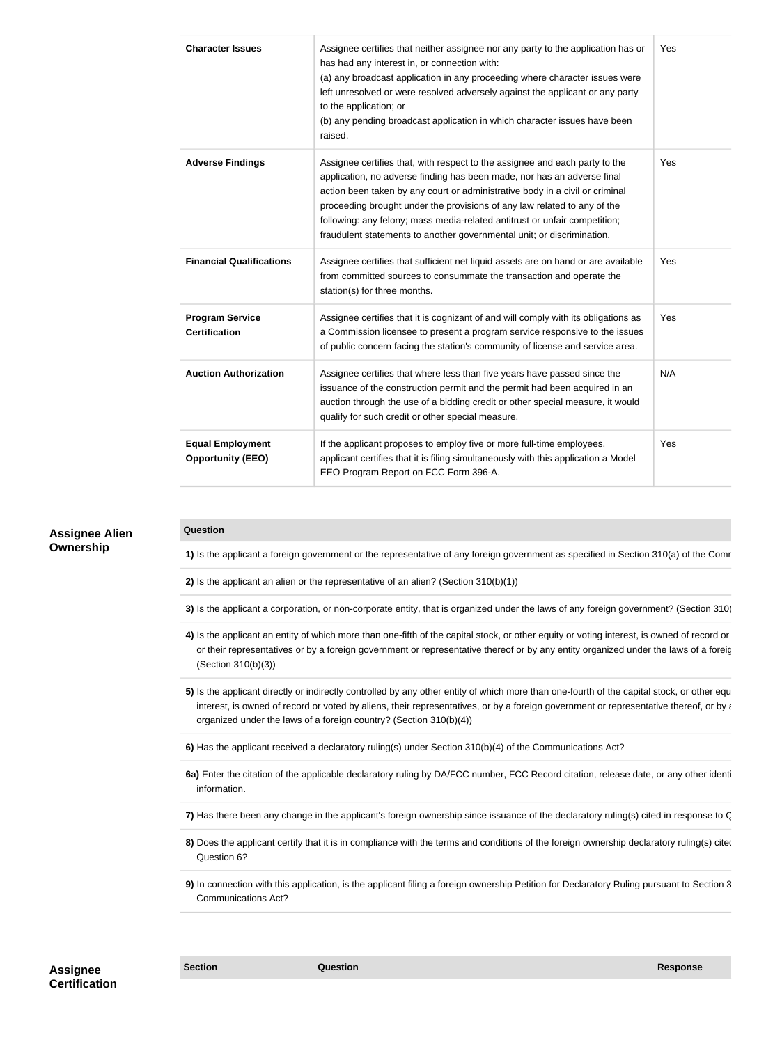| | | |
|---|---|---|
| **Character Issues** | Assignee certifies that neither assignee nor any party to the application has or has had any interest in, or connection with:<br>(a) any broadcast application in any proceeding where character issues were left unresolved or were resolved adversely against the applicant or any party to the application; or<br>(b) any pending broadcast application in which character issues have been raised. | Yes |
| **Adverse Findings** | Assignee certifies that, with respect to the assignee and each party to the application, no adverse finding has been made, nor has an adverse final action been taken by any court or administrative body in a civil or criminal proceeding brought under the provisions of any law related to any of the following: any felony; mass media-related antitrust or unfair competition; fraudulent statements to another governmental unit; or discrimination. | Yes |
| **Financial Qualifications** | Assignee certifies that sufficient net liquid assets are on hand or are available from committed sources to consummate the transaction and operate the station(s) for three months. | Yes |
| **Program Service Certification** | Assignee certifies that it is cognizant of and will comply with its obligations as a Commission licensee to present a program service responsive to the issues of public concern facing the station's community of license and service area. | Yes |
| **Auction Authorization** | Assignee certifies that where less than five years have passed since the issuance of the construction permit and the permit had been acquired in an auction through the use of a bidding credit or other special measure, it would qualify for such credit or other special measure. | N/A |
| **Equal Employment Opportunity (EEO)** | If the applicant proposes to employ five or more full-time employees, applicant certifies that it is filing simultaneously with this application a Model EEO Program Report on FCC Form 396-A. | Yes |

## Assignee Alien Ownership

| Question |
|---|
| **1)** Is the applicant a foreign government or the representative of any foreign government as specified in Section 310(a) of the Comr |
| **2)** Is the applicant an alien or the representative of an alien? (Section 310(b)(1)) |
| **3)** Is the applicant a corporation, or non-corporate entity, that is organized under the laws of any foreign government? (Section 310( |
| **4)** Is the applicant an entity of which more than one-fifth of the capital stock, or other equity or voting interest, is owned of record or or their representatives or by a foreign government or representative thereof or by any entity organized under the laws of a foreig (Section 310(b)(3)) |
| **5)** Is the applicant directly or indirectly controlled by any other entity of which more than one-fourth of the capital stock, or other equ interest, is owned of record or voted by aliens, their representatives, or by a foreign government or representative thereof, or by a organized under the laws of a foreign country? (Section 310(b)(4)) |
| **6)** Has the applicant received a declaratory ruling(s) under Section 310(b)(4) of the Communications Act? |
| **6a)** Enter the citation of the applicable declaratory ruling by DA/FCC number, FCC Record citation, release date, or any other identi information. |
| **7)** Has there been any change in the applicant's foreign ownership since issuance of the declaratory ruling(s) cited in response to Q |
| **8)** Does the applicant certify that it is in compliance with the terms and conditions of the foreign ownership declaratory ruling(s) cited Question 6? |
| **9)** In connection with this application, is the applicant filing a foreign ownership Petition for Declaratory Ruling pursuant to Section 3 Communications Act? |

## Assignee Certification

| Section | Question | Response |
|---|---|---|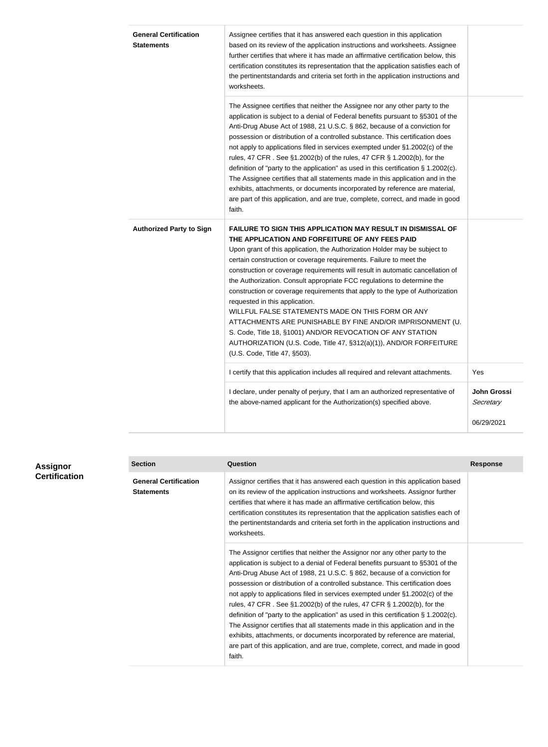| | | |
|---|---|---|
| **General Certification Statements** | Assignee certifies that it has answered each question in this application based on its review of the application instructions and worksheets. Assignee further certifies that where it has made an affirmative certification below, this certification constitutes its representation that the application satisfies each of the pertinentstandards and criteria set forth in the application instructions and worksheets. | |
| | The Assignee certifies that neither the Assignee nor any other party to the application is subject to a denial of Federal benefits pursuant to §5301 of the Anti-Drug Abuse Act of 1988, 21 U.S.C. § 862, because of a conviction for possession or distribution of a controlled substance. This certification does not apply to applications filed in services exempted under §1.2002(c) of the rules, 47 CFR . See §1.2002(b) of the rules, 47 CFR § 1.2002(b), for the definition of "party to the application" as used in this certification § 1.2002(c). The Assignee certifies that all statements made in this application and in the exhibits, attachments, or documents incorporated by reference are material, are part of this application, and are true, complete, correct, and made in good faith. | |
| **Authorized Party to Sign** | **FAILURE TO SIGN THIS APPLICATION MAY RESULT IN DISMISSAL OF THE APPLICATION AND FORFEITURE OF ANY FEES PAID** Upon grant of this application, the Authorization Holder may be subject to certain construction or coverage requirements. Failure to meet the construction or coverage requirements will result in automatic cancellation of the Authorization. Consult appropriate FCC regulations to determine the construction or coverage requirements that apply to the type of Authorization requested in this application. WILLFUL FALSE STATEMENTS MADE ON THIS FORM OR ANY ATTACHMENTS ARE PUNISHABLE BY FINE AND/OR IMPRISONMENT (U.S. Code, Title 18, §1001) AND/OR REVOCATION OF ANY STATION AUTHORIZATION (U.S. Code, Title 47, §312(a)(1)), AND/OR FORFEITURE (U.S. Code, Title 47, §503). | |
| | I certify that this application includes all required and relevant attachments. | Yes |
| | I declare, under penalty of perjury, that I am an authorized representative of the above-named applicant for the Authorization(s) specified above. | **John Grossi** *Secretary* 06/29/2021 |

## Assignor Certification

| Section | Question | Response |
|---|---|---|
| **General Certification Statements** | Assignor certifies that it has answered each question in this application based on its review of the application instructions and worksheets. Assignor further certifies that where it has made an affirmative certification below, this certification constitutes its representation that the application satisfies each of the pertinentstandards and criteria set forth in the application instructions and worksheets. | |
| | The Assignor certifies that neither the Assignor nor any other party to the application is subject to a denial of Federal benefits pursuant to §5301 of the Anti-Drug Abuse Act of 1988, 21 U.S.C. § 862, because of a conviction for possession or distribution of a controlled substance. This certification does not apply to applications filed in services exempted under §1.2002(c) of the rules, 47 CFR . See §1.2002(b) of the rules, 47 CFR § 1.2002(b), for the definition of "party to the application" as used in this certification § 1.2002(c). The Assignor certifies that all statements made in this application and in the exhibits, attachments, or documents incorporated by reference are material, are part of this application, and are true, complete, correct, and made in good faith. | |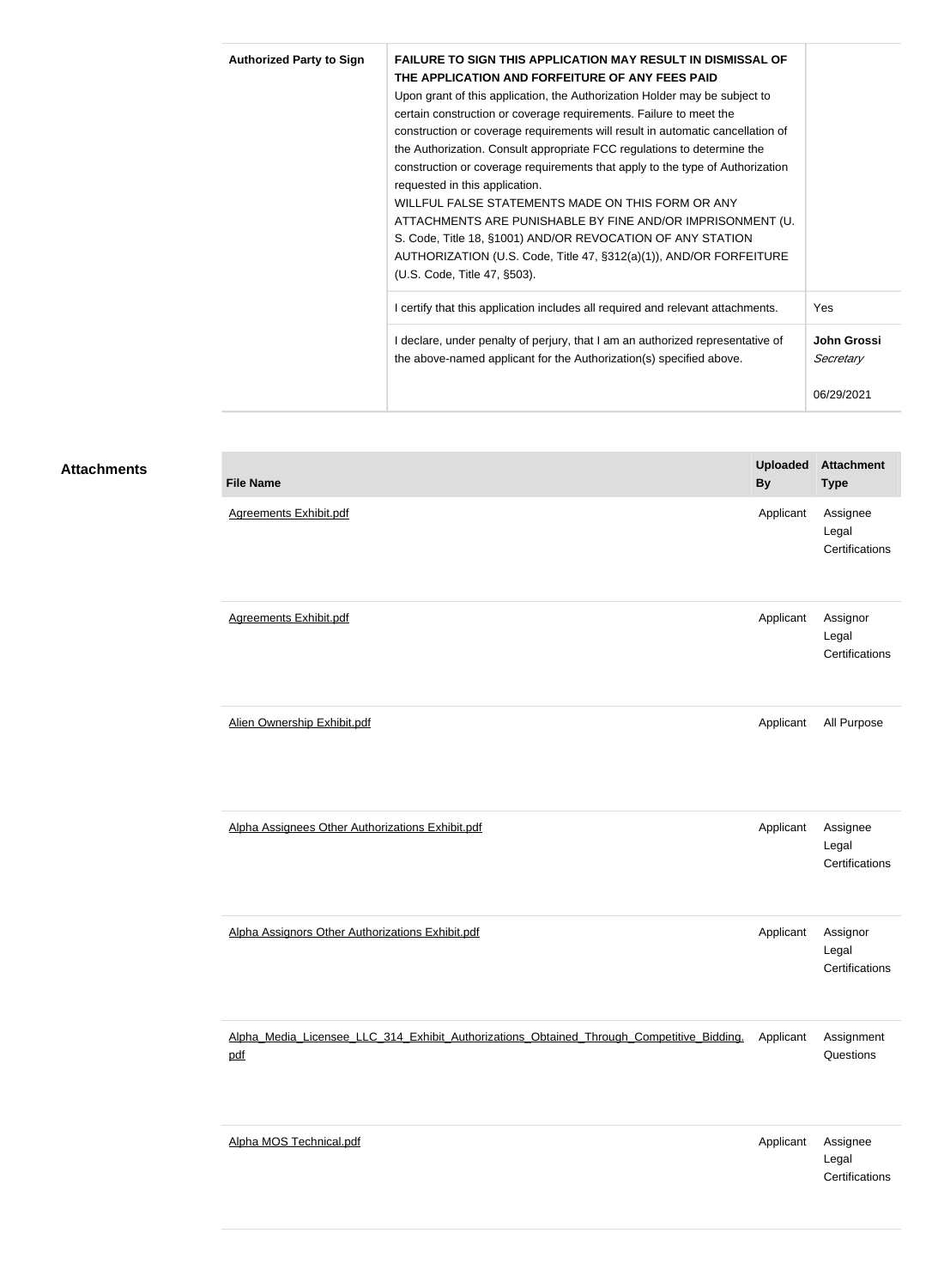| Authorized Party to Sign | **FAILURE TO SIGN THIS APPLICATION MAY RESULT IN DISMISSAL OF THE APPLICATION AND FORFEITURE OF ANY FEES PAID** Upon grant of this application, the Authorization Holder may be subject to certain construction or coverage requirements. Failure to meet the construction or coverage requirements will result in automatic cancellation of the Authorization. Consult appropriate FCC regulations to determine the construction or coverage requirements that apply to the type of Authorization requested in this application. WILLFUL FALSE STATEMENTS MADE ON THIS FORM OR ANY ATTACHMENTS ARE PUNISHABLE BY FINE AND/OR IMPRISONMENT (U. S. Code, Title 18, §1001) AND/OR REVOCATION OF ANY STATION AUTHORIZATION (U.S. Code, Title 47, §312(a)(1)), AND/OR FORFEITURE (U.S. Code, Title 47, §503). | |
|---|---|---|
| | I certify that this application includes all required and relevant attachments. | Yes |
| | I declare, under penalty of perjury, that I am an authorized representative of the above-named applicant for the Authorization(s) specified above. | **John Grossi** *Secretary* 06/29/2021 |

## Attachments

| File Name | Uploaded By | Attachment Type |
|---|---|---|
| Agreements Exhibit.pdf | Applicant | Assignee Legal Certifications |
| Agreements Exhibit.pdf | Applicant | Assignor Legal Certifications |
| Alien Ownership Exhibit.pdf | Applicant | All Purpose |
| Alpha Assignees Other Authorizations Exhibit.pdf | Applicant | Assignee Legal Certifications |
| Alpha Assignors Other Authorizations Exhibit.pdf | Applicant | Assignor Legal Certifications |
| Alpha_Media_Licensee_LLC_314_Exhibit_Authorizations_Obtained_Through_Competitive_Bidding.pdf | Applicant | Assignment Questions |
| Alpha MOS Technical.pdf | Applicant | Assignee Legal Certifications |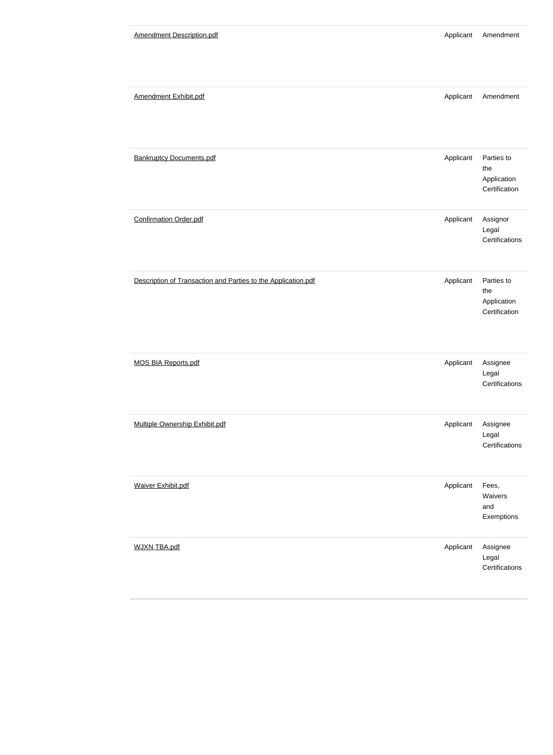| | | |
|---|---|---|
| Amendment Description.pdf | Applicant | Amendment |
| Amendment Exhibit.pdf | Applicant | Amendment |
| Bankruptcy Documents.pdf | Applicant | Parties to the Application Certification |
| Confirmation Order.pdf | Applicant | Assignor Legal Certifications |
| Description of Transaction and Parties to the Application.pdf | Applicant | Parties to the Application Certification |
| MOS BIA Reports.pdf | Applicant | Assignee Legal Certifications |
| Multiple Ownership Exhibit.pdf | Applicant | Assignee Legal Certifications |
| Waiver Exhibit.pdf | Applicant | Fees, Waivers and Exemptions |
| WJXN TBA.pdf | Applicant | Assignee Legal Certifications |